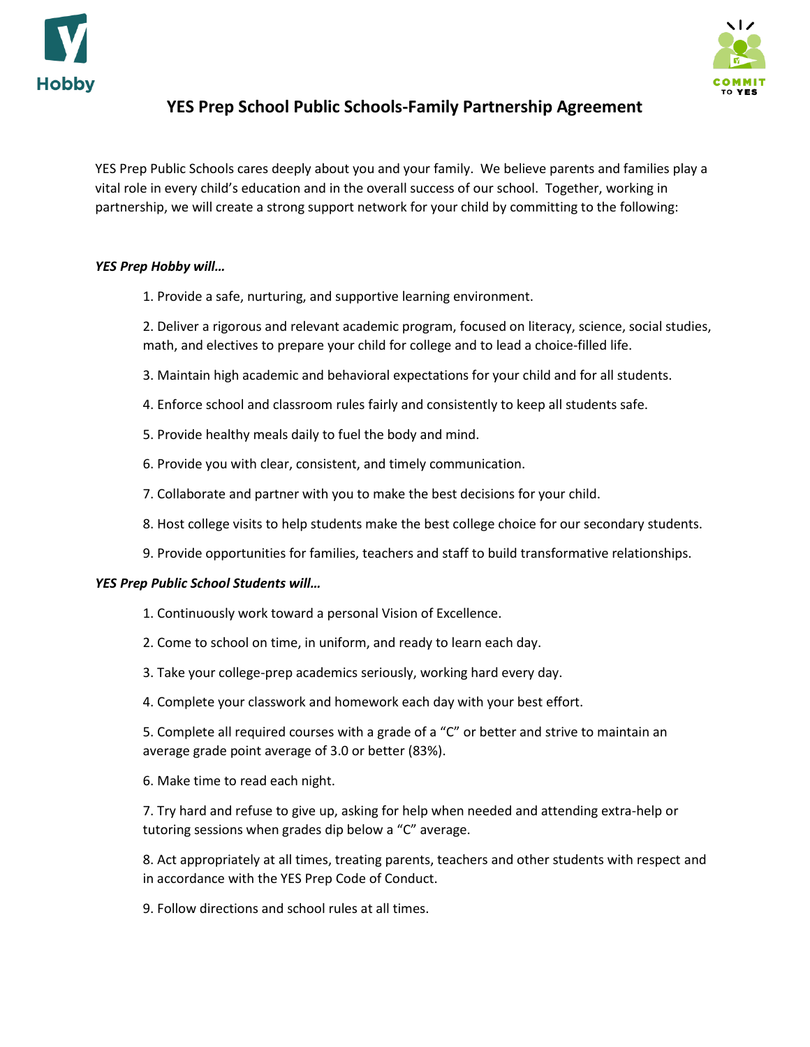Hobby

COMMIT TO YES

# YES Prep School Public Schools-Family Partnership Agreement

YES Prep Public Schools cares deeply about you and your family. We believe parents and families play a vital role in every child's education and in the overall success of our school. Together, working in partnership, we will create a strong support network for your child by committing to the following:

***YES Prep Hobby will…***

1. Provide a safe, nurturing, and supportive learning environment.
2. Deliver a rigorous and relevant academic program, focused on literacy, science, social studies, math, and electives to prepare your child for college and to lead a choice-filled life.
3. Maintain high academic and behavioral expectations for your child and for all students.
4. Enforce school and classroom rules fairly and consistently to keep all students safe.
5. Provide healthy meals daily to fuel the body and mind.
6. Provide you with clear, consistent, and timely communication.
7. Collaborate and partner with you to make the best decisions for your child.
8. Host college visits to help students make the best college choice for our secondary students.
9. Provide opportunities for families, teachers and staff to build transformative relationships.

***YES Prep Public School Students will…***

1. Continuously work toward a personal Vision of Excellence.
2. Come to school on time, in uniform, and ready to learn each day.
3. Take your college-prep academics seriously, working hard every day.
4. Complete your classwork and homework each day with your best effort.
5. Complete all required courses with a grade of a "C" or better and strive to maintain an average grade point average of 3.0 or better (83%).
6. Make time to read each night.
7. Try hard and refuse to give up, asking for help when needed and attending extra-help or tutoring sessions when grades dip below a "C" average.
8. Act appropriately at all times, treating parents, teachers and other students with respect and in accordance with the YES Prep Code of Conduct.
9. Follow directions and school rules at all times.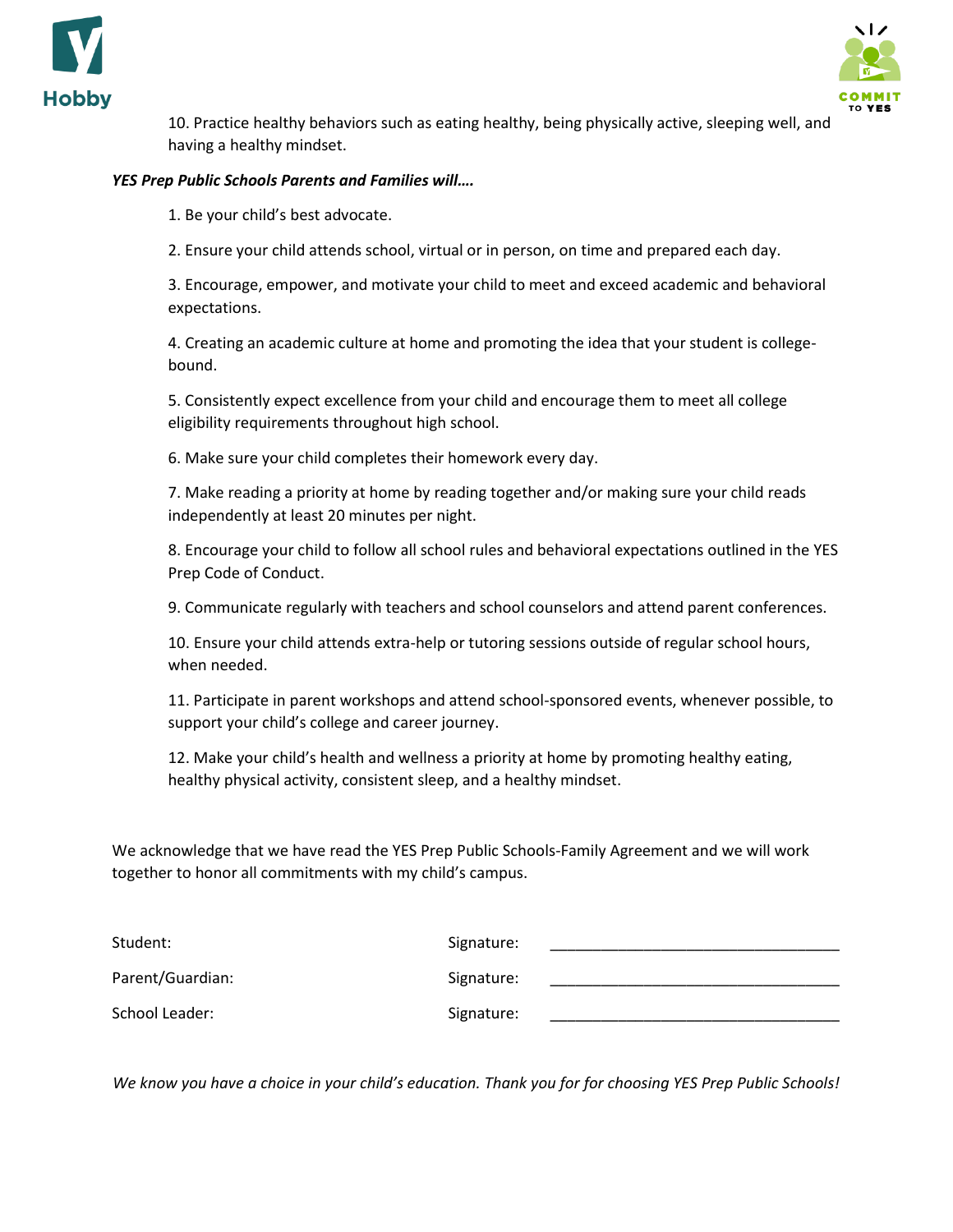10. Practice healthy behaviors such as eating healthy, being physically active, sleeping well, and having a healthy mindset.

***YES Prep Public Schools Parents and Families will….***

1. Be your child's best advocate.
2. Ensure your child attends school, virtual or in person, on time and prepared each day.
3. Encourage, empower, and motivate your child to meet and exceed academic and behavioral expectations.
4. Creating an academic culture at home and promoting the idea that your student is college-bound.
5. Consistently expect excellence from your child and encourage them to meet all college eligibility requirements throughout high school.
6. Make sure your child completes their homework every day.
7. Make reading a priority at home by reading together and/or making sure your child reads independently at least 20 minutes per night.
8. Encourage your child to follow all school rules and behavioral expectations outlined in the YES Prep Code of Conduct.
9. Communicate regularly with teachers and school counselors and attend parent conferences.
10. Ensure your child attends extra-help or tutoring sessions outside of regular school hours, when needed.
11. Participate in parent workshops and attend school-sponsored events, whenever possible, to support your child's college and career journey.
12. Make your child's health and wellness a priority at home by promoting healthy eating, healthy physical activity, consistent sleep, and a healthy mindset.

We acknowledge that we have read the YES Prep Public Schools-Family Agreement and we will work together to honor all commitments with my child's campus.

| | | |
|---|---|---|
| Student: | Signature: | ______________________________ |
| Parent/Guardian: | Signature: | ______________________________ |
| School Leader: | Signature: | ______________________________ |

*We know you have a choice in your child's education. Thank you for for choosing YES Prep Public Schools!*